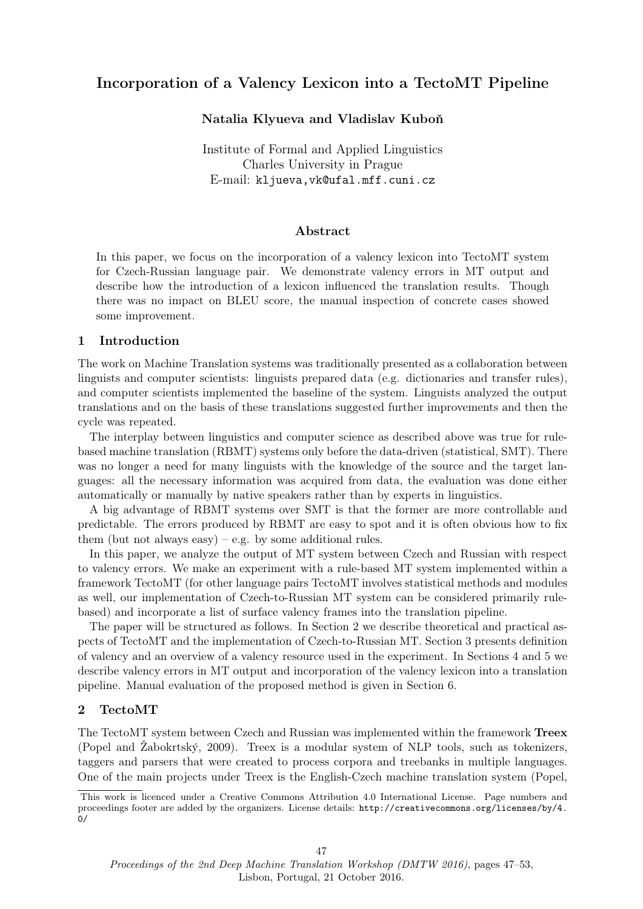# Incorporation of a Valency Lexicon into a TectoMT Pipeline

**Natalia Klyueva and Vladislav Kuboň**

Institute of Formal and Applied Linguistics
Charles University in Prague
E-mail: `kljueva,vk@ufal.mff.cuni.cz`

## Abstract

In this paper, we focus on the incorporation of a valency lexicon into TectoMT system for Czech-Russian language pair. We demonstrate valency errors in MT output and describe how the introduction of a lexicon influenced the translation results. Though there was no impact on BLEU score, the manual inspection of concrete cases showed some improvement.

## 1 Introduction

The work on Machine Translation systems was traditionally presented as a collaboration between linguists and computer scientists: linguists prepared data (e.g. dictionaries and transfer rules), and computer scientists implemented the baseline of the system. Linguists analyzed the output translations and on the basis of these translations suggested further improvements and then the cycle was repeated.

The interplay between linguistics and computer science as described above was true for rule-based machine translation (RBMT) systems only before the data-driven (statistical, SMT). There was no longer a need for many linguists with the knowledge of the source and the target languages: all the necessary information was acquired from data, the evaluation was done either automatically or manually by native speakers rather than by experts in linguistics.

A big advantage of RBMT systems over SMT is that the former are more controllable and predictable. The errors produced by RBMT are easy to spot and it is often obvious how to fix them (but not always easy) – e.g. by some additional rules.

In this paper, we analyze the output of MT system between Czech and Russian with respect to valency errors. We make an experiment with a rule-based MT system implemented within a framework TectoMT (for other language pairs TectoMT involves statistical methods and modules as well, our implementation of Czech-to-Russian MT system can be considered primarily rule-based) and incorporate a list of surface valency frames into the translation pipeline.

The paper will be structured as follows. In Section 2 we describe theoretical and practical aspects of TectoMT and the implementation of Czech-to-Russian MT. Section 3 presents definition of valency and an overview of a valency resource used in the experiment. In Sections 4 and 5 we describe valency errors in MT output and incorporation of the valency lexicon into a translation pipeline. Manual evaluation of the proposed method is given in Section 6.

## 2 TectoMT

The TectoMT system between Czech and Russian was implemented within the framework **Treex** (Popel and Žabokrtský, 2009). Treex is a modular system of NLP tools, such as tokenizers, taggers and parsers that were created to process corpora and treebanks in multiple languages. One of the main projects under Treex is the English-Czech machine translation system (Popel,

This work is licenced under a Creative Commons Attribution 4.0 International License. Page numbers and proceedings footer are added by the organizers. License details: `http://creativecommons.org/licenses/by/4.0/`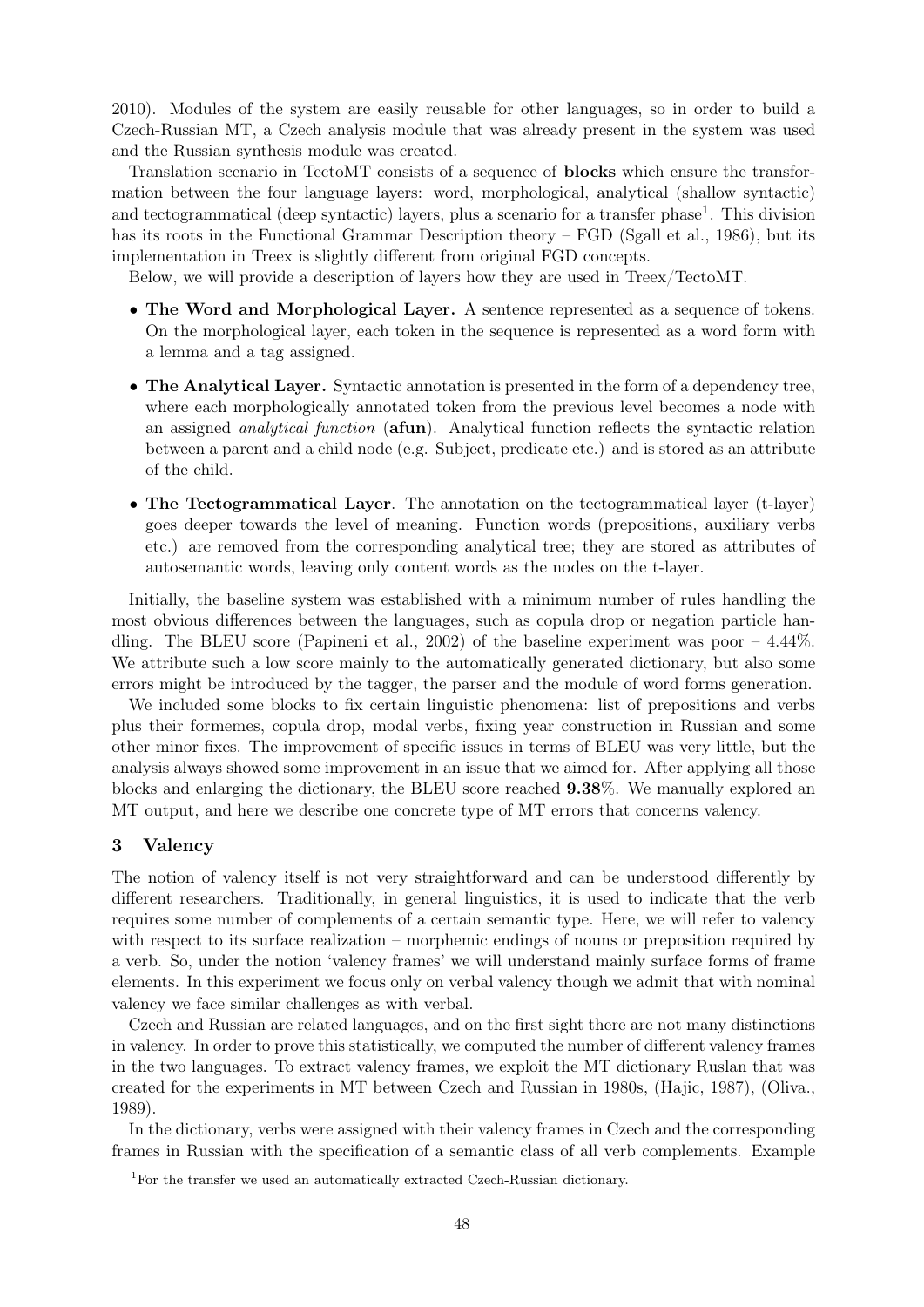2010). Modules of the system are easily reusable for other languages, so in order to build a Czech-Russian MT, a Czech analysis module that was already present in the system was used and the Russian synthesis module was created.

Translation scenario in TectoMT consists of a sequence of **blocks** which ensure the transformation between the four language layers: word, morphological, analytical (shallow syntactic) and tectogrammatical (deep syntactic) layers, plus a scenario for a transfer phase[1]. This division has its roots in the Functional Grammar Description theory – FGD (Sgall et al., 1986), but its implementation in Treex is slightly different from original FGD concepts.

Below, we will provide a description of layers how they are used in Treex/TectoMT.

- **The Word and Morphological Layer.** A sentence represented as a sequence of tokens. On the morphological layer, each token in the sequence is represented as a word form with a lemma and a tag assigned.
- **The Analytical Layer.** Syntactic annotation is presented in the form of a dependency tree, where each morphologically annotated token from the previous level becomes a node with an assigned *analytical function* (**afun**). Analytical function reflects the syntactic relation between a parent and a child node (e.g. Subject, predicate etc.) and is stored as an attribute of the child.
- **The Tectogrammatical Layer**. The annotation on the tectogrammatical layer (t-layer) goes deeper towards the level of meaning. Function words (prepositions, auxiliary verbs etc.) are removed from the corresponding analytical tree; they are stored as attributes of autosemantic words, leaving only content words as the nodes on the t-layer.

Initially, the baseline system was established with a minimum number of rules handling the most obvious differences between the languages, such as copula drop or negation particle handling. The BLEU score (Papineni et al., 2002) of the baseline experiment was poor – 4.44%. We attribute such a low score mainly to the automatically generated dictionary, but also some errors might be introduced by the tagger, the parser and the module of word forms generation.

We included some blocks to fix certain linguistic phenomena: list of prepositions and verbs plus their formemes, copula drop, modal verbs, fixing year construction in Russian and some other minor fixes. The improvement of specific issues in terms of BLEU was very little, but the analysis always showed some improvement in an issue that we aimed for. After applying all those blocks and enlarging the dictionary, the BLEU score reached **9.38**%. We manually explored an MT output, and here we describe one concrete type of MT errors that concerns valency.

## 3 Valency

The notion of valency itself is not very straightforward and can be understood differently by different researchers. Traditionally, in general linguistics, it is used to indicate that the verb requires some number of complements of a certain semantic type. Here, we will refer to valency with respect to its surface realization – morphemic endings of nouns or preposition required by a verb. So, under the notion 'valency frames' we will understand mainly surface forms of frame elements. In this experiment we focus only on verbal valency though we admit that with nominal valency we face similar challenges as with verbal.

Czech and Russian are related languages, and on the first sight there are not many distinctions in valency. In order to prove this statistically, we computed the number of different valency frames in the two languages. To extract valency frames, we exploit the MT dictionary Ruslan that was created for the experiments in MT between Czech and Russian in 1980s, (Hajic, 1987), (Oliva., 1989).

In the dictionary, verbs were assigned with their valency frames in Czech and the corresponding frames in Russian with the specification of a semantic class of all verb complements. Example

[1] For the transfer we used an automatically extracted Czech-Russian dictionary.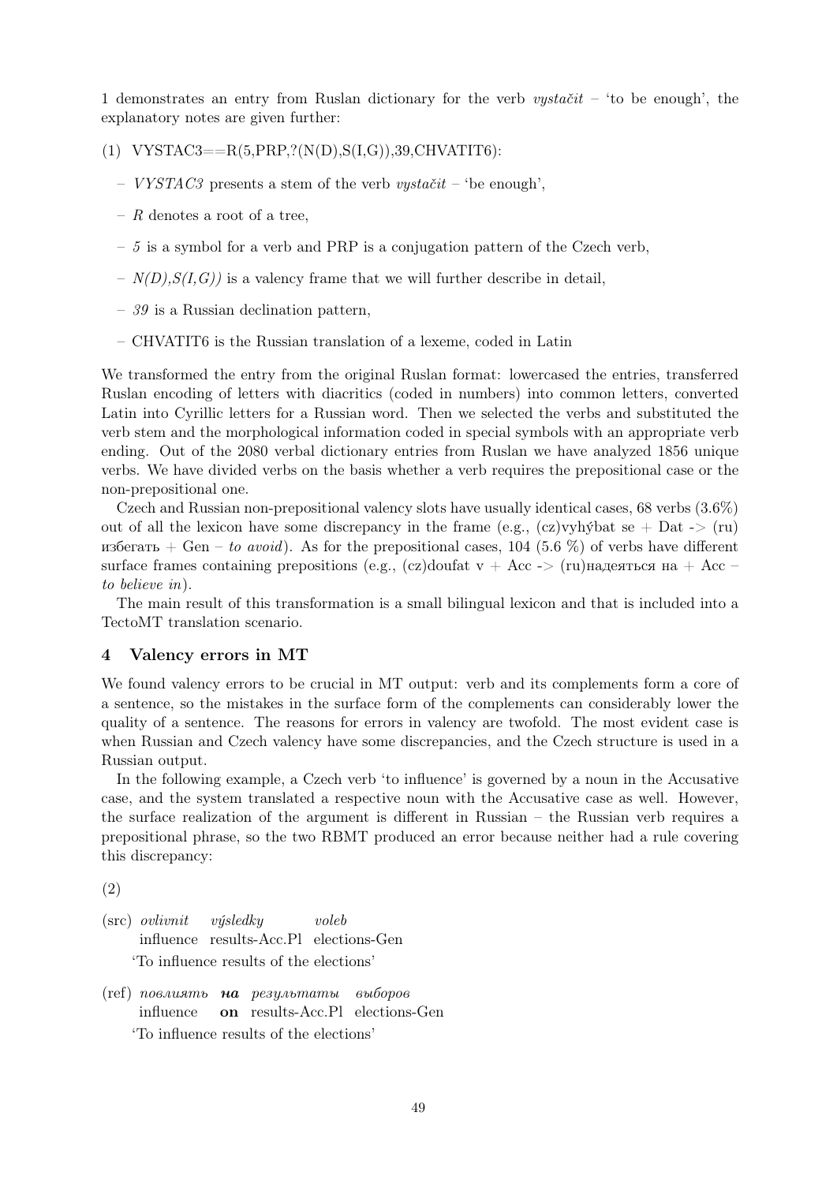1 demonstrates an entry from Ruslan dictionary for the verb *vystačit* – 'to be enough', the explanatory notes are given further:

(1) VYSTAC3==R(5,PRP,?(N(D),S(I,G)),39,CHVATIT6):

- *VYSTAC3* presents a stem of the verb *vystačit* – 'be enough',
- *R* denotes a root of a tree,
- *5* is a symbol for a verb and PRP is a conjugation pattern of the Czech verb,
- *N(D),S(I,G))* is a valency frame that we will further describe in detail,
- *39* is a Russian declination pattern,
- CHVATIT6 is the Russian translation of a lexeme, coded in Latin

We transformed the entry from the original Ruslan format: lowercased the entries, transferred Ruslan encoding of letters with diacritics (coded in numbers) into common letters, converted Latin into Cyrillic letters for a Russian word. Then we selected the verbs and substituted the verb stem and the morphological information coded in special symbols with an appropriate verb ending. Out of the 2080 verbal dictionary entries from Ruslan we have analyzed 1856 unique verbs. We have divided verbs on the basis whether a verb requires the prepositional case or the non-prepositional one.

Czech and Russian non-prepositional valency slots have usually identical cases, 68 verbs (3.6%) out of all the lexicon have some discrepancy in the frame (e.g., (cz)vyhýbat se + Dat -> (ru) избегать + Gen – *to avoid*). As for the prepositional cases, 104 (5.6 %) of verbs have different surface frames containing prepositions (e.g., (cz)doufat v + Acc -> (ru)надеяться на + Acc – *to believe in*).

The main result of this transformation is a small bilingual lexicon and that is included into a TectoMT translation scenario.

## 4 Valency errors in MT

We found valency errors to be crucial in MT output: verb and its complements form a core of a sentence, so the mistakes in the surface form of the complements can considerably lower the quality of a sentence. The reasons for errors in valency are twofold. The most evident case is when Russian and Czech valency have some discrepancies, and the Czech structure is used in a Russian output.

In the following example, a Czech verb 'to influence' is governed by a noun in the Accusative case, and the system translated a respective noun with the Accusative case as well. However, the surface realization of the argument is different in Russian – the Russian verb requires a prepositional phrase, so the two RBMT produced an error because neither had a rule covering this discrepancy:

(2)

(src) *ovlivnit* *výsledky* *voleb*
influence results-Acc.Pl elections-Gen
'To influence results of the elections'

(ref) *повлиять* ***на*** *результаты* *выборов*
influence **on** results-Acc.Pl elections-Gen
'To influence results of the elections'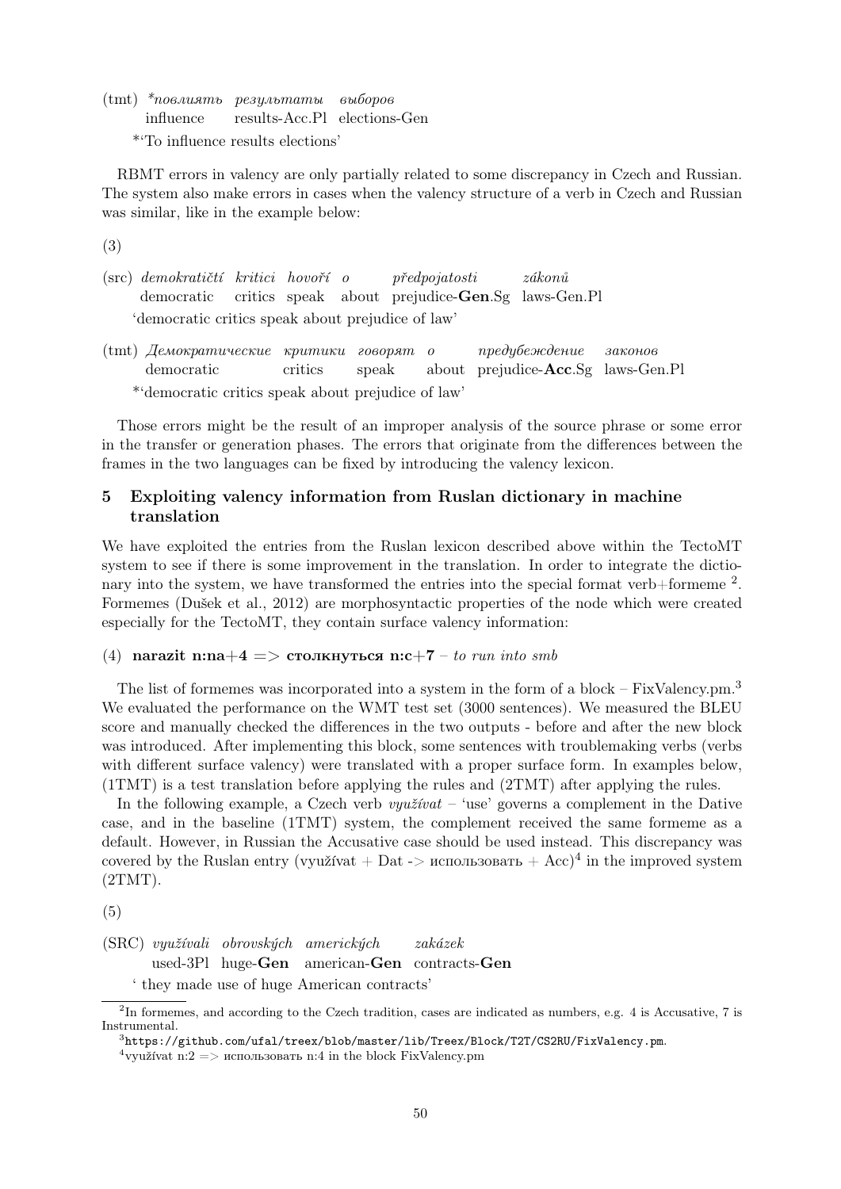(tmt) *\*повлиять результаты выборов*
influence results-Acc.Pl elections-Gen
\*'To influence results elections'

RBMT errors in valency are only partially related to some discrepancy in Czech and Russian. The system also make errors in cases when the valency structure of a verb in Czech and Russian was similar, like in the example below:

(3)

(src) *demokratičtí kritici hovoří o předpojatosti zákonů*
democratic critics speak about prejudice-**Gen**.Sg laws-Gen.Pl
'democratic critics speak about prejudice of law'

(tmt) *Демократические критики говорят о предубеждение законов*
democratic critics speak about prejudice-**Acc**.Sg laws-Gen.Pl
\*'democratic critics speak about prejudice of law'

Those errors might be the result of an improper analysis of the source phrase or some error in the transfer or generation phases. The errors that originate from the differences between the frames in the two languages can be fixed by introducing the valency lexicon.

## 5 Exploiting valency information from Ruslan dictionary in machine translation

We have exploited the entries from the Ruslan lexicon described above within the TectoMT system to see if there is some improvement in the translation. In order to integrate the dictionary into the system, we have transformed the entries into the special format verb+formeme [2]. Formemes (Dušek et al., 2012) are morphosyntactic properties of the node which were created especially for the TectoMT, they contain surface valency information:

(4) **narazit n:na+4 => столкнуться n:c+7** – *to run into smb*

The list of formemes was incorporated into a system in the form of a block – FixValency.pm.[3] We evaluated the performance on the WMT test set (3000 sentences). We measured the BLEU score and manually checked the differences in the two outputs - before and after the new block was introduced. After implementing this block, some sentences with troublemaking verbs (verbs with different surface valency) were translated with a proper surface form. In examples below, (1TMT) is a test translation before applying the rules and (2TMT) after applying the rules.

In the following example, a Czech verb *využívat* – 'use' governs a complement in the Dative case, and in the baseline (1TMT) system, the complement received the same formeme as a default. However, in Russian the Accusative case should be used instead. This discrepancy was covered by the Ruslan entry (využívat + Dat -> использовать + Acc)[4] in the improved system (2TMT).

(5)

(SRC) *využívali obrovských amerických zakázek*
used-3Pl huge-**Gen** american-**Gen** contracts-**Gen**
' they made use of huge American contracts'

[2] In formemes, and according to the Czech tradition, cases are indicated as numbers, e.g. 4 is Accusative, 7 is Instrumental.

[3] https://github.com/ufal/treex/blob/master/lib/Treex/Block/T2T/CS2RU/FixValency.pm.

[4] využívat n:2 => использовать n:4 in the block FixValency.pm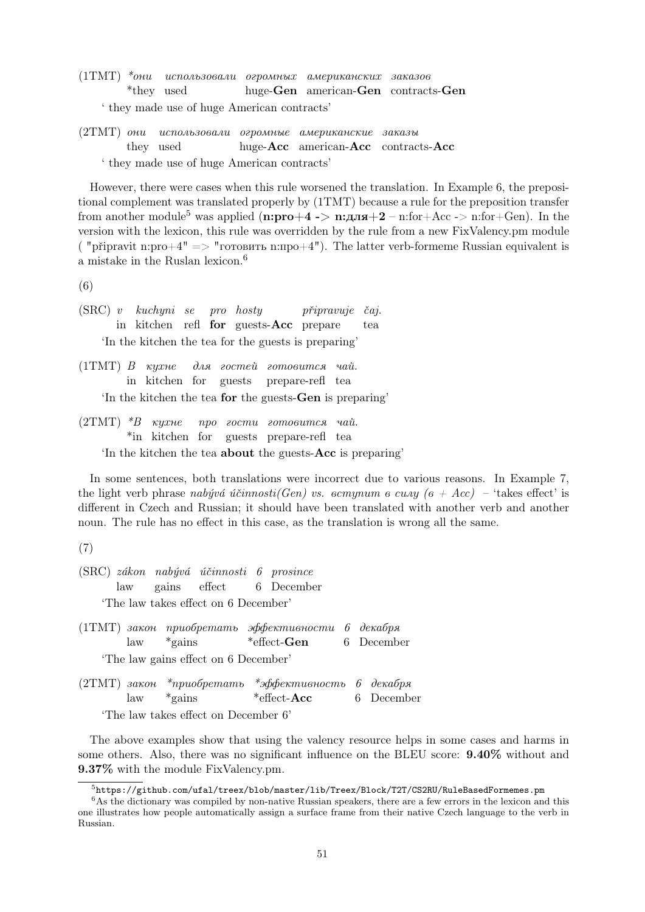(1TMT) *\*они использовали огромных американских заказов*
\*they used huge-**Gen** american-**Gen** contracts-**Gen**
' they made use of huge American contracts'

(2TMT) *они использовали огромные американские заказы*
they used huge-**Acc** american-**Acc** contracts-**Acc**
' they made use of huge American contracts'

However, there were cases when this rule worsened the translation. In Example 6, the prepositional complement was translated properly by (1TMT) because a rule for the preposition transfer from another module[5] was applied (**n:pro+4 -> n:для+2** – n:for+Acc -> n:for+Gen). In the version with the lexicon, this rule was overridden by the rule from a new FixValency.pm module ( "připravit n:pro+4" => "готовить n:про+4"). The latter verb-formeme Russian equivalent is a mistake in the Ruslan lexicon.[6]

(6)

(SRC) *v kuchyni se pro hosty připravuje čaj.*
in kitchen refl **for** guests-**Acc** prepare tea
'In the kitchen the tea for the guests is preparing'

(1TMT) *В кухне для гостей готовится чай.*
in kitchen for guests prepare-refl tea
'In the kitchen the tea **for** the guests-**Gen** is preparing'

(2TMT) *\*В кухне про гости готовится чай.*
\*in kitchen for guests prepare-refl tea
'In the kitchen the tea **about** the guests-**Acc** is preparing'

In some sentences, both translations were incorrect due to various reasons. In Example 7, the light verb phrase *nabývá účinnosti(Gen) vs. вступит в силу (в + Acc)* – 'takes effect' is different in Czech and Russian; it should have been translated with another verb and another noun. The rule has no effect in this case, as the translation is wrong all the same.

(7)

(SRC) *zákon nabývá účinnosti 6 prosince*
law gains effect 6 December
'The law takes effect on 6 December'

(1TMT) *закон приобретать эффективности 6 декабря*
law \*gains \*effect-**Gen** 6 December
'The law gains effect on 6 December'

(2TMT) *закон \*приобретать \*эффективность 6 декабря*
law \*gains \*effect-**Acc** 6 December
'The law takes effect on December 6'

The above examples show that using the valency resource helps in some cases and harms in some others. Also, there was no significant influence on the BLEU score: **9.40%** without and **9.37%** with the module FixValency.pm.

[5] https://github.com/ufal/treex/blob/master/lib/Treex/Block/T2T/CS2RU/RuleBasedFormemes.pm

[6] As the dictionary was compiled by non-native Russian speakers, there are a few errors in the lexicon and this one illustrates how people automatically assign a surface frame from their native Czech language to the verb in Russian.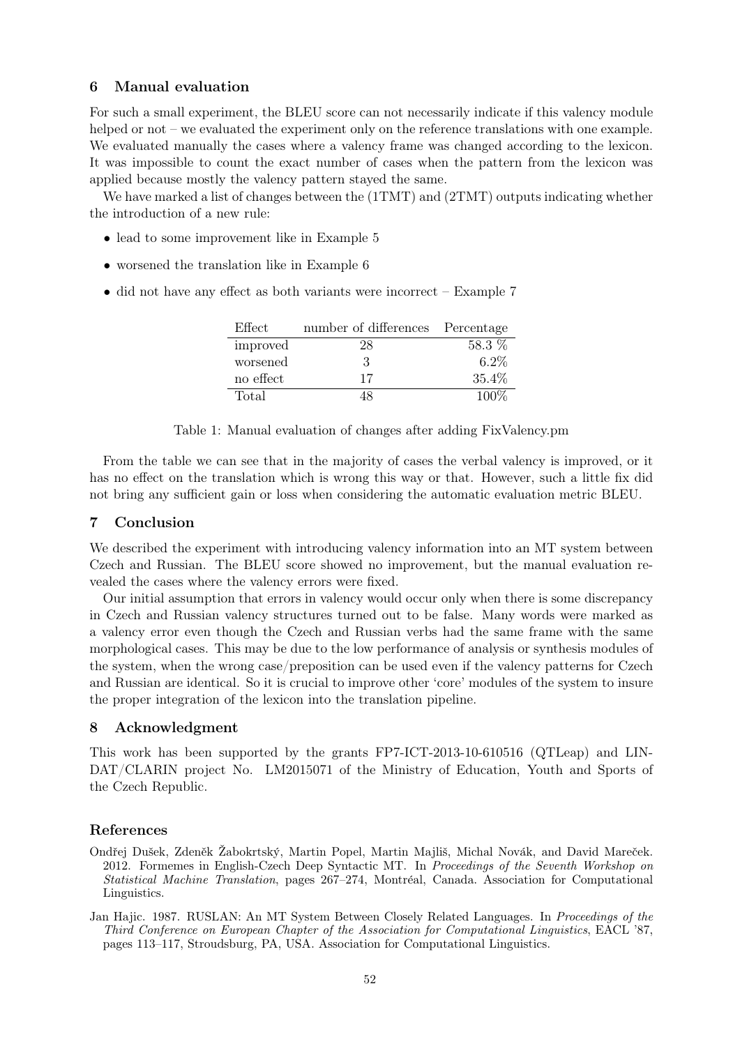## 6 Manual evaluation

For such a small experiment, the BLEU score can not necessarily indicate if this valency module helped or not – we evaluated the experiment only on the reference translations with one example. We evaluated manually the cases where a valency frame was changed according to the lexicon. It was impossible to count the exact number of cases when the pattern from the lexicon was applied because mostly the valency pattern stayed the same.

We have marked a list of changes between the (1TMT) and (2TMT) outputs indicating whether the introduction of a new rule:

- lead to some improvement like in Example 5
- worsened the translation like in Example 6
- did not have any effect as both variants were incorrect – Example 7

| Effect | number of differences | Percentage |
|---|---|---|
| improved | 28 | 58.3 % |
| worsened | 3 | 6.2% |
| no effect | 17 | 35.4% |
| Total | 48 | 100% |

Table 1: Manual evaluation of changes after adding FixValency.pm

From the table we can see that in the majority of cases the verbal valency is improved, or it has no effect on the translation which is wrong this way or that. However, such a little fix did not bring any sufficient gain or loss when considering the automatic evaluation metric BLEU.

## 7 Conclusion

We described the experiment with introducing valency information into an MT system between Czech and Russian. The BLEU score showed no improvement, but the manual evaluation revealed the cases where the valency errors were fixed.

Our initial assumption that errors in valency would occur only when there is some discrepancy in Czech and Russian valency structures turned out to be false. Many words were marked as a valency error even though the Czech and Russian verbs had the same frame with the same morphological cases. This may be due to the low performance of analysis or synthesis modules of the system, when the wrong case/preposition can be used even if the valency patterns for Czech and Russian are identical. So it is crucial to improve other 'core' modules of the system to insure the proper integration of the lexicon into the translation pipeline.

## 8 Acknowledgment

This work has been supported by the grants FP7-ICT-2013-10-610516 (QTLeap) and LINDAT/CLARIN project No. LM2015071 of the Ministry of Education, Youth and Sports of the Czech Republic.

## References

Ondřej Dušek, Zdeněk Žabokrtský, Martin Popel, Martin Majliš, Michal Novák, and David Mareček. 2012. Formemes in English-Czech Deep Syntactic MT. In *Proceedings of the Seventh Workshop on Statistical Machine Translation*, pages 267–274, Montréal, Canada. Association for Computational Linguistics.

Jan Hajic. 1987. RUSLAN: An MT System Between Closely Related Languages. In *Proceedings of the Third Conference on European Chapter of the Association for Computational Linguistics*, EACL '87, pages 113–117, Stroudsburg, PA, USA. Association for Computational Linguistics.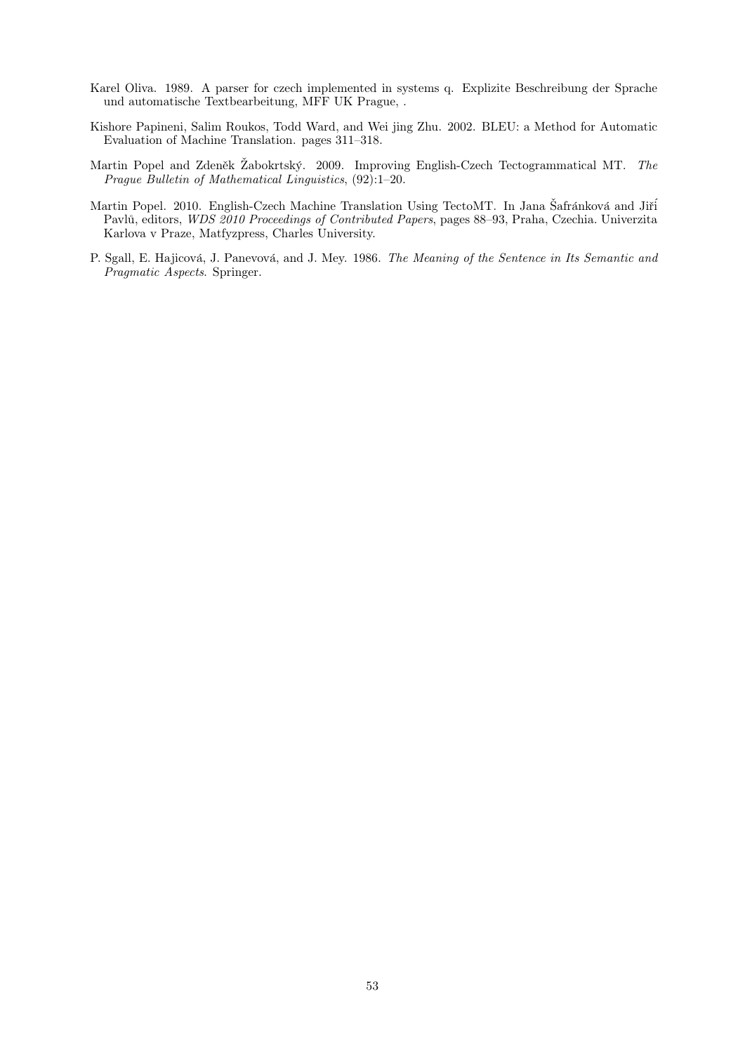Karel Oliva. 1989. A parser for czech implemented in systems q. Explizite Beschreibung der Sprache und automatische Textbearbeitung, MFF UK Prague, .

Kishore Papineni, Salim Roukos, Todd Ward, and Wei jing Zhu. 2002. BLEU: a Method for Automatic Evaluation of Machine Translation. pages 311–318.

Martin Popel and Zdeněk Žabokrtský. 2009. Improving English-Czech Tectogrammatical MT. *The Prague Bulletin of Mathematical Linguistics*, (92):1–20.

Martin Popel. 2010. English-Czech Machine Translation Using TectoMT. In Jana Šafránková and Jiří Pavlů, editors, *WDS 2010 Proceedings of Contributed Papers*, pages 88–93, Praha, Czechia. Univerzita Karlova v Praze, Matfyzpress, Charles University.

P. Sgall, E. Hajicová, J. Panevová, and J. Mey. 1986. *The Meaning of the Sentence in Its Semantic and Pragmatic Aspects*. Springer.